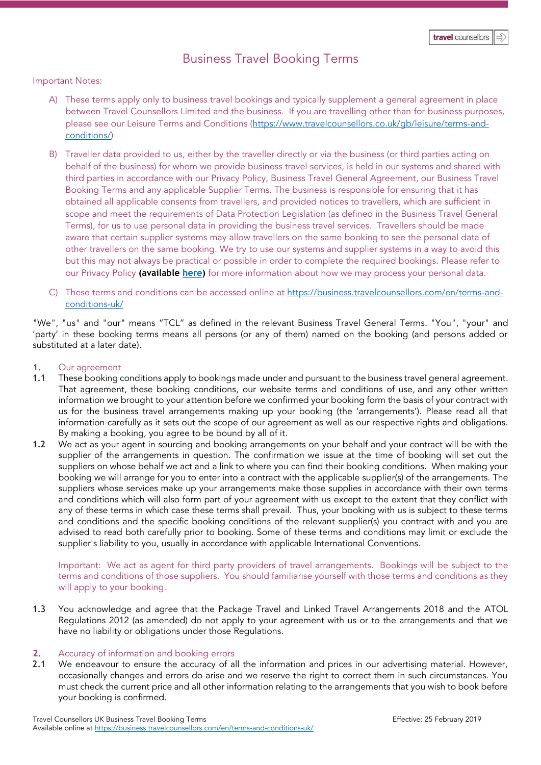# Business Travel Booking Terms

Important Notes:

A) These terms apply only to business travel bookings and typically supplement a general agreement in place between Travel Counsellors Limited and the business. If you are travelling other than for business purposes, please see our Leisure Terms and Conditions (https://www.travelcounsellors.co.uk/gb/leisure/terms-and-conditions/)

B) Traveller data provided to us, either by the traveller directly or via the business (or third parties acting on behalf of the business) for whom we provide business travel services, is held in our systems and shared with third parties in accordance with our Privacy Policy, Business Travel General Agreement, our Business Travel Booking Terms and any applicable Supplier Terms. The business is responsible for ensuring that it has obtained all applicable consents from travellers, and provided notices to travellers, which are sufficient in scope and meet the requirements of Data Protection Legislation (as defined in the Business Travel General Terms), for us to use personal data in providing the business travel services. Travellers should be made aware that certain supplier systems may allow travellers on the same booking to see the personal data of other travellers on the same booking. We try to use our systems and supplier systems in a way to avoid this but this may not always be practical or possible in order to complete the required bookings. Please refer to our Privacy Policy **(available here)** for more information about how we may process your personal data.

C) These terms and conditions can be accessed online at https://business.travelcounsellors.com/en/terms-and-conditions-uk/

"We", "us" and "our" means "TCL" as defined in the relevant Business Travel General Terms. "You", "your" and 'party' in these booking terms means all persons (or any of them) named on the booking (and persons added or substituted at a later date).

## 1. Our agreement

1.1 These booking conditions apply to bookings made under and pursuant to the business travel general agreement. That agreement, these booking conditions, our website terms and conditions of use, and any other written information we brought to your attention before we confirmed your booking form the basis of your contract with us for the business travel arrangements making up your booking (the 'arrangements'). Please read all that information carefully as it sets out the scope of our agreement as well as our respective rights and obligations. By making a booking, you agree to be bound by all of it.

1.2 We act as your agent in sourcing and booking arrangements on your behalf and your contract will be with the supplier of the arrangements in question. The confirmation we issue at the time of booking will set out the suppliers on whose behalf we act and a link to where you can find their booking conditions. When making your booking we will arrange for you to enter into a contract with the applicable supplier(s) of the arrangements. The suppliers whose services make up your arrangements make those supplies in accordance with their own terms and conditions which will also form part of your agreement with us except to the extent that they conflict with any of these terms in which case these terms shall prevail. Thus, your booking with us is subject to these terms and conditions and the specific booking conditions of the relevant supplier(s) you contract with and you are advised to read both carefully prior to booking. Some of these terms and conditions may limit or exclude the supplier's liability to you, usually in accordance with applicable International Conventions.

Important: We act as agent for third party providers of travel arrangements. Bookings will be subject to the terms and conditions of those suppliers. You should familiarise yourself with those terms and conditions as they will apply to your booking.

1.3 You acknowledge and agree that the Package Travel and Linked Travel Arrangements 2018 and the ATOL Regulations 2012 (as amended) do not apply to your agreement with us or to the arrangements and that we have no liability or obligations under those Regulations.

## 2. Accuracy of information and booking errors

2.1 We endeavour to ensure the accuracy of all the information and prices in our advertising material. However, occasionally changes and errors do arise and we reserve the right to correct them in such circumstances. You must check the current price and all other information relating to the arrangements that you wish to book before your booking is confirmed.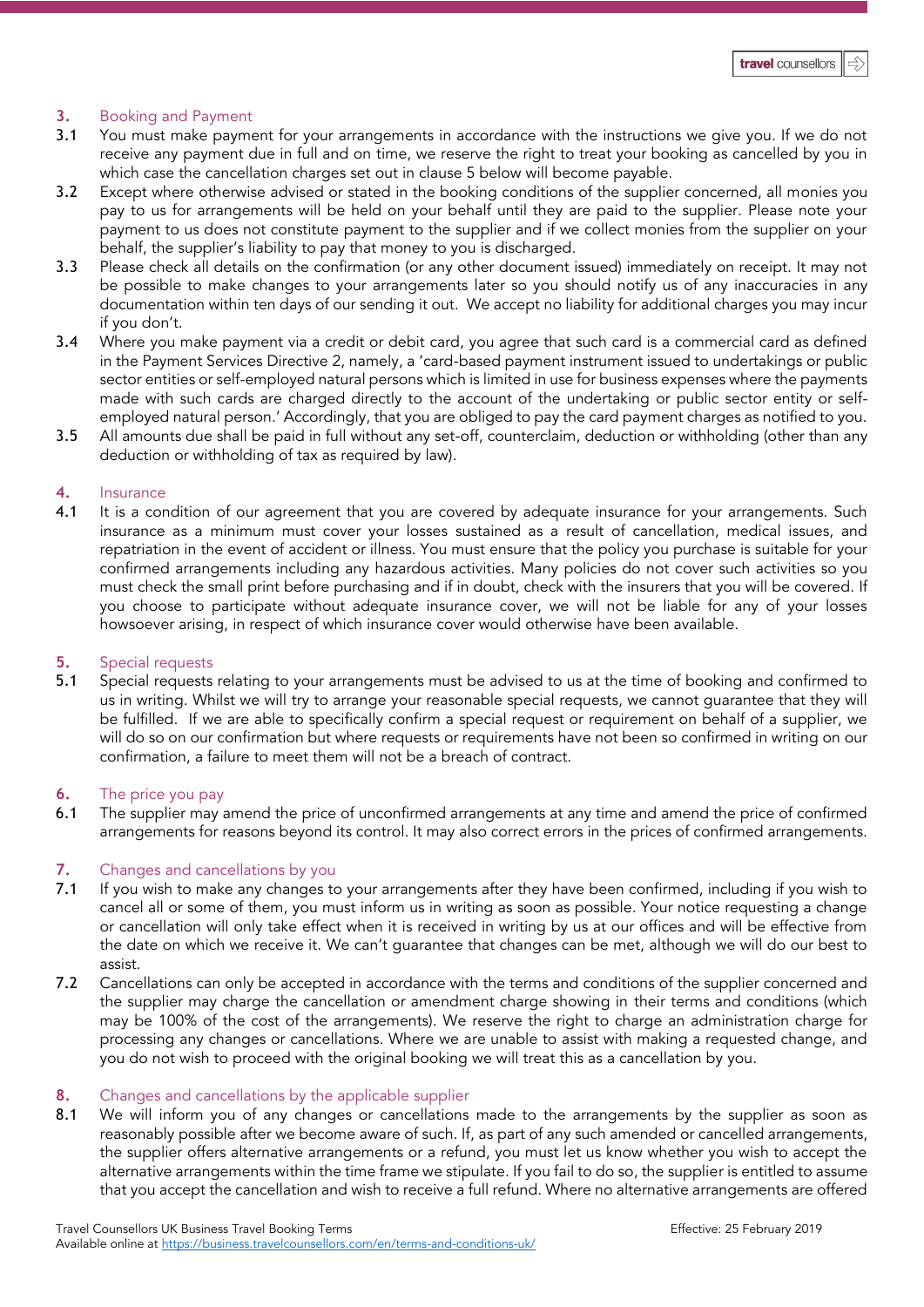## 3. Booking and Payment

3.1 You must make payment for your arrangements in accordance with the instructions we give you. If we do not receive any payment due in full and on time, we reserve the right to treat your booking as cancelled by you in which case the cancellation charges set out in clause 5 below will become payable.

3.2 Except where otherwise advised or stated in the booking conditions of the supplier concerned, all monies you pay to us for arrangements will be held on your behalf until they are paid to the supplier. Please note your payment to us does not constitute payment to the supplier and if we collect monies from the supplier on your behalf, the supplier's liability to pay that money to you is discharged.

3.3 Please check all details on the confirmation (or any other document issued) immediately on receipt. It may not be possible to make changes to your arrangements later so you should notify us of any inaccuracies in any documentation within ten days of our sending it out. We accept no liability for additional charges you may incur if you don't.

3.4 Where you make payment via a credit or debit card, you agree that such card is a commercial card as defined in the Payment Services Directive 2, namely, a 'card-based payment instrument issued to undertakings or public sector entities or self-employed natural persons which is limited in use for business expenses where the payments made with such cards are charged directly to the account of the undertaking or public sector entity or self-employed natural person.' Accordingly, that you are obliged to pay the card payment charges as notified to you.

3.5 All amounts due shall be paid in full without any set-off, counterclaim, deduction or withholding (other than any deduction or withholding of tax as required by law).

## 4. Insurance

4.1 It is a condition of our agreement that you are covered by adequate insurance for your arrangements. Such insurance as a minimum must cover your losses sustained as a result of cancellation, medical issues, and repatriation in the event of accident or illness. You must ensure that the policy you purchase is suitable for your confirmed arrangements including any hazardous activities. Many policies do not cover such activities so you must check the small print before purchasing and if in doubt, check with the insurers that you will be covered. If you choose to participate without adequate insurance cover, we will not be liable for any of your losses howsoever arising, in respect of which insurance cover would otherwise have been available.

## 5. Special requests

5.1 Special requests relating to your arrangements must be advised to us at the time of booking and confirmed to us in writing. Whilst we will try to arrange your reasonable special requests, we cannot guarantee that they will be fulfilled. If we are able to specifically confirm a special request or requirement on behalf of a supplier, we will do so on our confirmation but where requests or requirements have not been so confirmed in writing on our confirmation, a failure to meet them will not be a breach of contract.

## 6. The price you pay

6.1 The supplier may amend the price of unconfirmed arrangements at any time and amend the price of confirmed arrangements for reasons beyond its control. It may also correct errors in the prices of confirmed arrangements.

## 7. Changes and cancellations by you

7.1 If you wish to make any changes to your arrangements after they have been confirmed, including if you wish to cancel all or some of them, you must inform us in writing as soon as possible. Your notice requesting a change or cancellation will only take effect when it is received in writing by us at our offices and will be effective from the date on which we receive it. We can't guarantee that changes can be met, although we will do our best to assist.

7.2 Cancellations can only be accepted in accordance with the terms and conditions of the supplier concerned and the supplier may charge the cancellation or amendment charge showing in their terms and conditions (which may be 100% of the cost of the arrangements). We reserve the right to charge an administration charge for processing any changes or cancellations. Where we are unable to assist with making a requested change, and you do not wish to proceed with the original booking we will treat this as a cancellation by you.

## 8. Changes and cancellations by the applicable supplier

8.1 We will inform you of any changes or cancellations made to the arrangements by the supplier as soon as reasonably possible after we become aware of such. If, as part of any such amended or cancelled arrangements, the supplier offers alternative arrangements or a refund, you must let us know whether you wish to accept the alternative arrangements within the time frame we stipulate. If you fail to do so, the supplier is entitled to assume that you accept the cancellation and wish to receive a full refund. Where no alternative arrangements are offered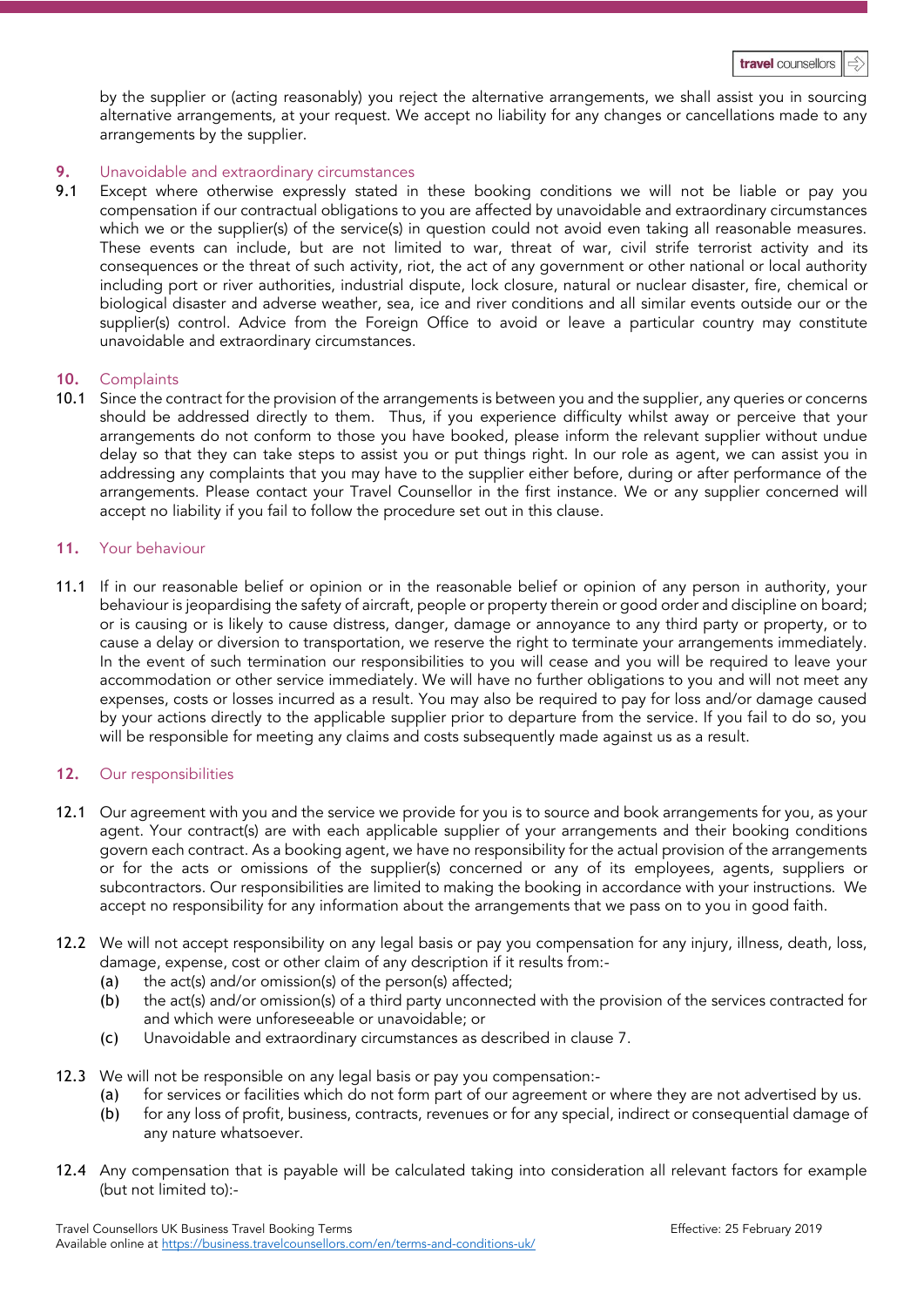by the supplier or (acting reasonably) you reject the alternative arrangements, we shall assist you in sourcing alternative arrangements, at your request. We accept no liability for any changes or cancellations made to any arrangements by the supplier.

## 9. Unavoidable and extraordinary circumstances

9.1 Except where otherwise expressly stated in these booking conditions we will not be liable or pay you compensation if our contractual obligations to you are affected by unavoidable and extraordinary circumstances which we or the supplier(s) of the service(s) in question could not avoid even taking all reasonable measures. These events can include, but are not limited to war, threat of war, civil strife terrorist activity and its consequences or the threat of such activity, riot, the act of any government or other national or local authority including port or river authorities, industrial dispute, lock closure, natural or nuclear disaster, fire, chemical or biological disaster and adverse weather, sea, ice and river conditions and all similar events outside our or the supplier(s) control. Advice from the Foreign Office to avoid or leave a particular country may constitute unavoidable and extraordinary circumstances.

## 10. Complaints

10.1 Since the contract for the provision of the arrangements is between you and the supplier, any queries or concerns should be addressed directly to them. Thus, if you experience difficulty whilst away or perceive that your arrangements do not conform to those you have booked, please inform the relevant supplier without undue delay so that they can take steps to assist you or put things right. In our role as agent, we can assist you in addressing any complaints that you may have to the supplier either before, during or after performance of the arrangements. Please contact your Travel Counsellor in the first instance. We or any supplier concerned will accept no liability if you fail to follow the procedure set out in this clause.

## 11. Your behaviour

11.1 If in our reasonable belief or opinion or in the reasonable belief or opinion of any person in authority, your behaviour is jeopardising the safety of aircraft, people or property therein or good order and discipline on board; or is causing or is likely to cause distress, danger, damage or annoyance to any third party or property, or to cause a delay or diversion to transportation, we reserve the right to terminate your arrangements immediately. In the event of such termination our responsibilities to you will cease and you will be required to leave your accommodation or other service immediately. We will have no further obligations to you and will not meet any expenses, costs or losses incurred as a result. You may also be required to pay for loss and/or damage caused by your actions directly to the applicable supplier prior to departure from the service. If you fail to do so, you will be responsible for meeting any claims and costs subsequently made against us as a result.

## 12. Our responsibilities

12.1 Our agreement with you and the service we provide for you is to source and book arrangements for you, as your agent. Your contract(s) are with each applicable supplier of your arrangements and their booking conditions govern each contract. As a booking agent, we have no responsibility for the actual provision of the arrangements or for the acts or omissions of the supplier(s) concerned or any of its employees, agents, suppliers or subcontractors. Our responsibilities are limited to making the booking in accordance with your instructions. We accept no responsibility for any information about the arrangements that we pass on to you in good faith.

12.2 We will not accept responsibility on any legal basis or pay you compensation for any injury, illness, death, loss, damage, expense, cost or other claim of any description if it results from:-

- (a) the act(s) and/or omission(s) of the person(s) affected;
- (b) the act(s) and/or omission(s) of a third party unconnected with the provision of the services contracted for and which were unforeseeable or unavoidable; or
- (c) Unavoidable and extraordinary circumstances as described in clause 7.

12.3 We will not be responsible on any legal basis or pay you compensation:-

- (a) for services or facilities which do not form part of our agreement or where they are not advertised by us.
- (b) for any loss of profit, business, contracts, revenues or for any special, indirect or consequential damage of any nature whatsoever.

12.4 Any compensation that is payable will be calculated taking into consideration all relevant factors for example (but not limited to):-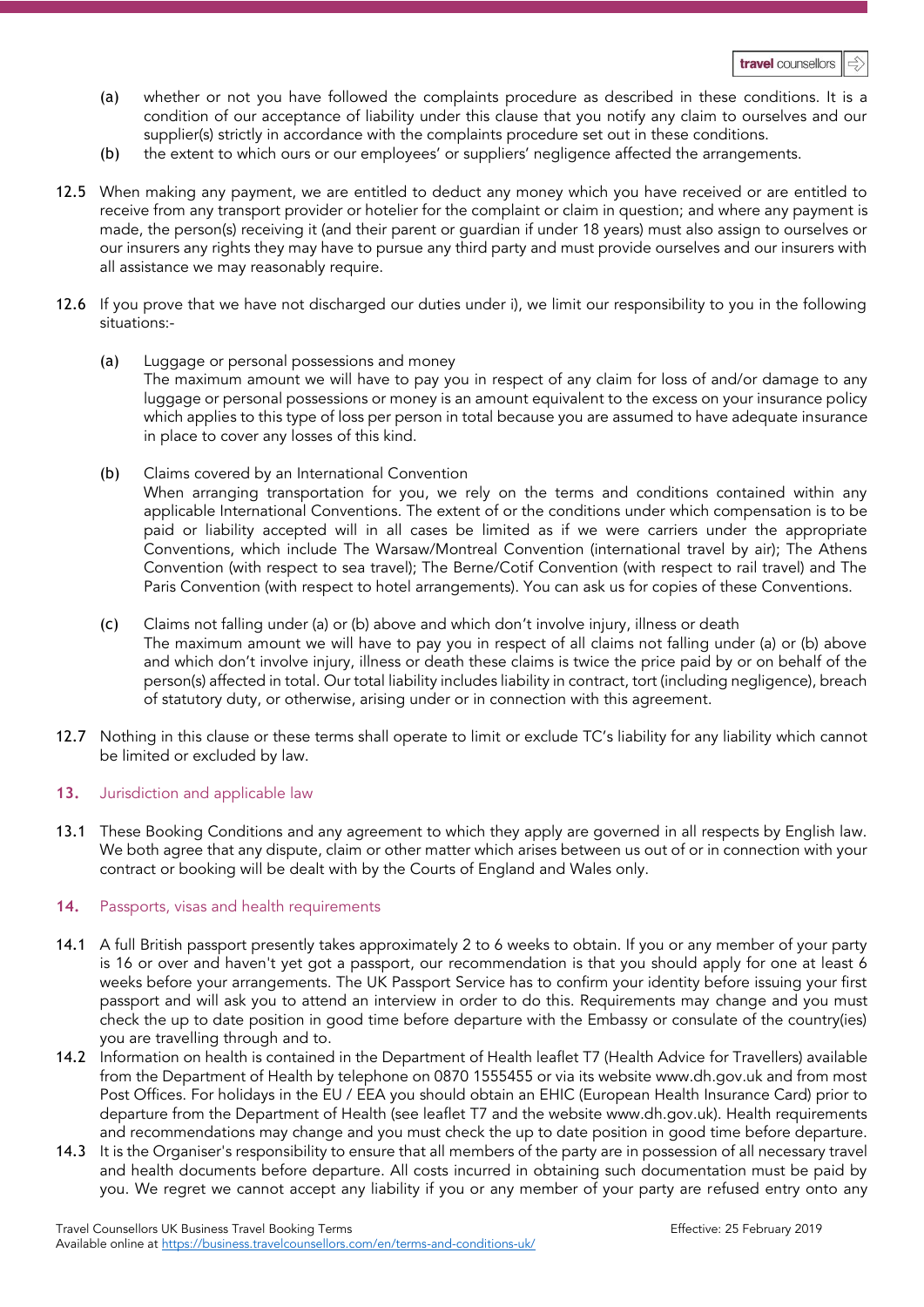(a) whether or not you have followed the complaints procedure as described in these conditions. It is a condition of our acceptance of liability under this clause that you notify any claim to ourselves and our supplier(s) strictly in accordance with the complaints procedure set out in these conditions.

(b) the extent to which ours or our employees' or suppliers' negligence affected the arrangements.

12.5 When making any payment, we are entitled to deduct any money which you have received or are entitled to receive from any transport provider or hotelier for the complaint or claim in question; and where any payment is made, the person(s) receiving it (and their parent or guardian if under 18 years) must also assign to ourselves or our insurers any rights they may have to pursue any third party and must provide ourselves and our insurers with all assistance we may reasonably require.

12.6 If you prove that we have not discharged our duties under i), we limit our responsibility to you in the following situations:-

(a) Luggage or personal possessions and money
The maximum amount we will have to pay you in respect of any claim for loss of and/or damage to any luggage or personal possessions or money is an amount equivalent to the excess on your insurance policy which applies to this type of loss per person in total because you are assumed to have adequate insurance in place to cover any losses of this kind.

(b) Claims covered by an International Convention
When arranging transportation for you, we rely on the terms and conditions contained within any applicable International Conventions. The extent of or the conditions under which compensation is to be paid or liability accepted will in all cases be limited as if we were carriers under the appropriate Conventions, which include The Warsaw/Montreal Convention (international travel by air); The Athens Convention (with respect to sea travel); The Berne/Cotif Convention (with respect to rail travel) and The Paris Convention (with respect to hotel arrangements). You can ask us for copies of these Conventions.

(c) Claims not falling under (a) or (b) above and which don't involve injury, illness or death
The maximum amount we will have to pay you in respect of all claims not falling under (a) or (b) above and which don't involve injury, illness or death these claims is twice the price paid by or on behalf of the person(s) affected in total. Our total liability includes liability in contract, tort (including negligence), breach of statutory duty, or otherwise, arising under or in connection with this agreement.

12.7 Nothing in this clause or these terms shall operate to limit or exclude TC's liability for any liability which cannot be limited or excluded by law.

## 13. Jurisdiction and applicable law

13.1 These Booking Conditions and any agreement to which they apply are governed in all respects by English law. We both agree that any dispute, claim or other matter which arises between us out of or in connection with your contract or booking will be dealt with by the Courts of England and Wales only.

## 14. Passports, visas and health requirements

14.1 A full British passport presently takes approximately 2 to 6 weeks to obtain. If you or any member of your party is 16 or over and haven't yet got a passport, our recommendation is that you should apply for one at least 6 weeks before your arrangements. The UK Passport Service has to confirm your identity before issuing your first passport and will ask you to attend an interview in order to do this. Requirements may change and you must check the up to date position in good time before departure with the Embassy or consulate of the country(ies) you are travelling through and to.

14.2 Information on health is contained in the Department of Health leaflet T7 (Health Advice for Travellers) available from the Department of Health by telephone on 0870 1555455 or via its website www.dh.gov.uk and from most Post Offices. For holidays in the EU / EEA you should obtain an EHIC (European Health Insurance Card) prior to departure from the Department of Health (see leaflet T7 and the website www.dh.gov.uk). Health requirements and recommendations may change and you must check the up to date position in good time before departure.

14.3 It is the Organiser's responsibility to ensure that all members of the party are in possession of all necessary travel and health documents before departure. All costs incurred in obtaining such documentation must be paid by you. We regret we cannot accept any liability if you or any member of your party are refused entry onto any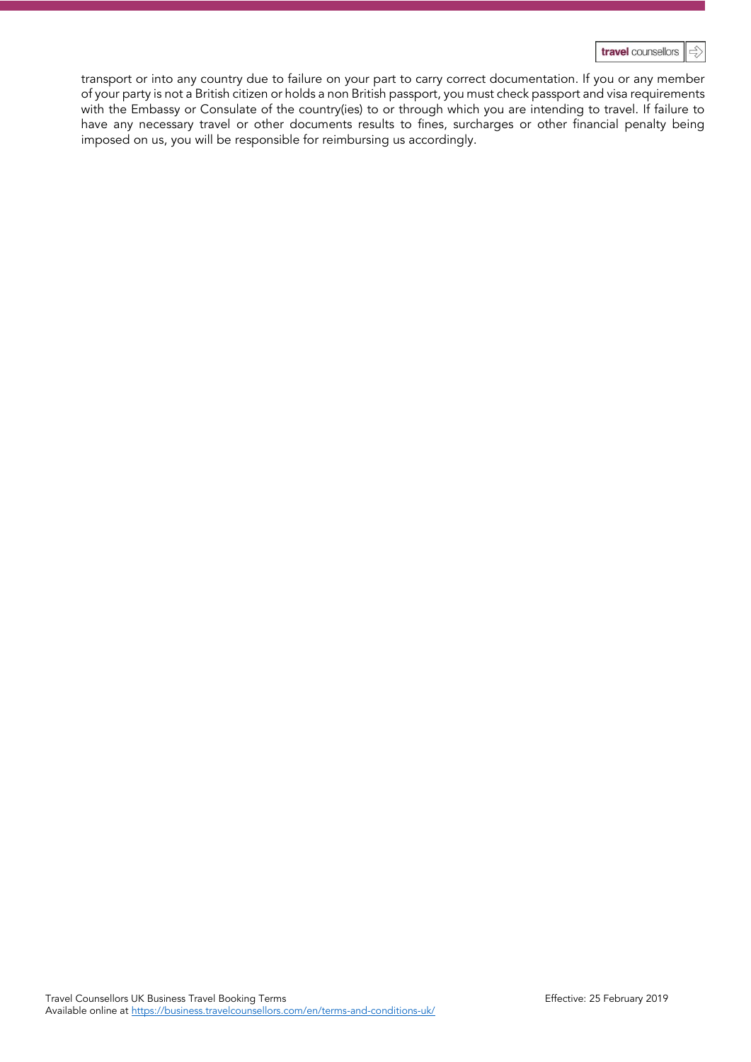transport or into any country due to failure on your part to carry correct documentation. If you or any member of your party is not a British citizen or holds a non British passport, you must check passport and visa requirements with the Embassy or Consulate of the country(ies) to or through which you are intending to travel. If failure to have any necessary travel or other documents results to fines, surcharges or other financial penalty being imposed on us, you will be responsible for reimbursing us accordingly.